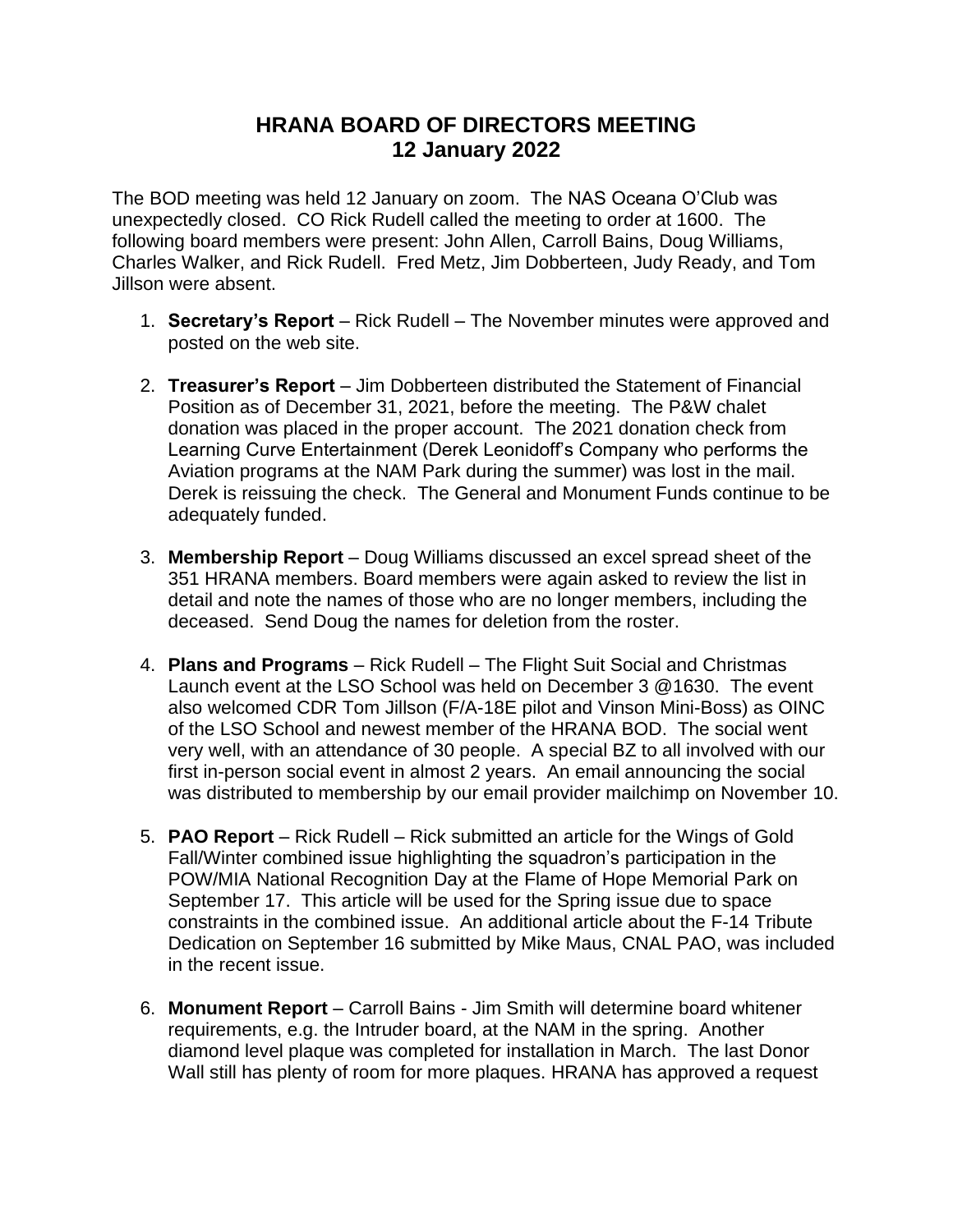# HRANA BOARD OF DIRECTORS MEETING
## 12 January 2022

The BOD meeting was held 12 January on zoom. The NAS Oceana O'Club was unexpectedly closed. CO Rick Rudell called the meeting to order at 1600. The following board members were present: John Allen, Carroll Bains, Doug Williams, Charles Walker, and Rick Rudell. Fred Metz, Jim Dobberteen, Judy Ready, and Tom Jillson were absent.

1. **Secretary's Report** – Rick Rudell – The November minutes were approved and posted on the web site.

2. **Treasurer's Report** – Jim Dobberteen distributed the Statement of Financial Position as of December 31, 2021, before the meeting. The P&W chalet donation was placed in the proper account. The 2021 donation check from Learning Curve Entertainment (Derek Leonidoff's Company who performs the Aviation programs at the NAM Park during the summer) was lost in the mail. Derek is reissuing the check. The General and Monument Funds continue to be adequately funded.

3. **Membership Report** – Doug Williams discussed an excel spread sheet of the 351 HRANA members. Board members were again asked to review the list in detail and note the names of those who are no longer members, including the deceased. Send Doug the names for deletion from the roster.

4. **Plans and Programs** – Rick Rudell – The Flight Suit Social and Christmas Launch event at the LSO School was held on December 3 @1630. The event also welcomed CDR Tom Jillson (F/A-18E pilot and Vinson Mini-Boss) as OINC of the LSO School and newest member of the HRANA BOD. The social went very well, with an attendance of 30 people. A special BZ to all involved with our first in-person social event in almost 2 years. An email announcing the social was distributed to membership by our email provider mailchimp on November 10.

5. **PAO Report** – Rick Rudell – Rick submitted an article for the Wings of Gold Fall/Winter combined issue highlighting the squadron's participation in the POW/MIA National Recognition Day at the Flame of Hope Memorial Park on September 17. This article will be used for the Spring issue due to space constraints in the combined issue. An additional article about the F-14 Tribute Dedication on September 16 submitted by Mike Maus, CNAL PAO, was included in the recent issue.

6. **Monument Report** – Carroll Bains - Jim Smith will determine board whitener requirements, e.g. the Intruder board, at the NAM in the spring. Another diamond level plaque was completed for installation in March. The last Donor Wall still has plenty of room for more plaques. HRANA has approved a request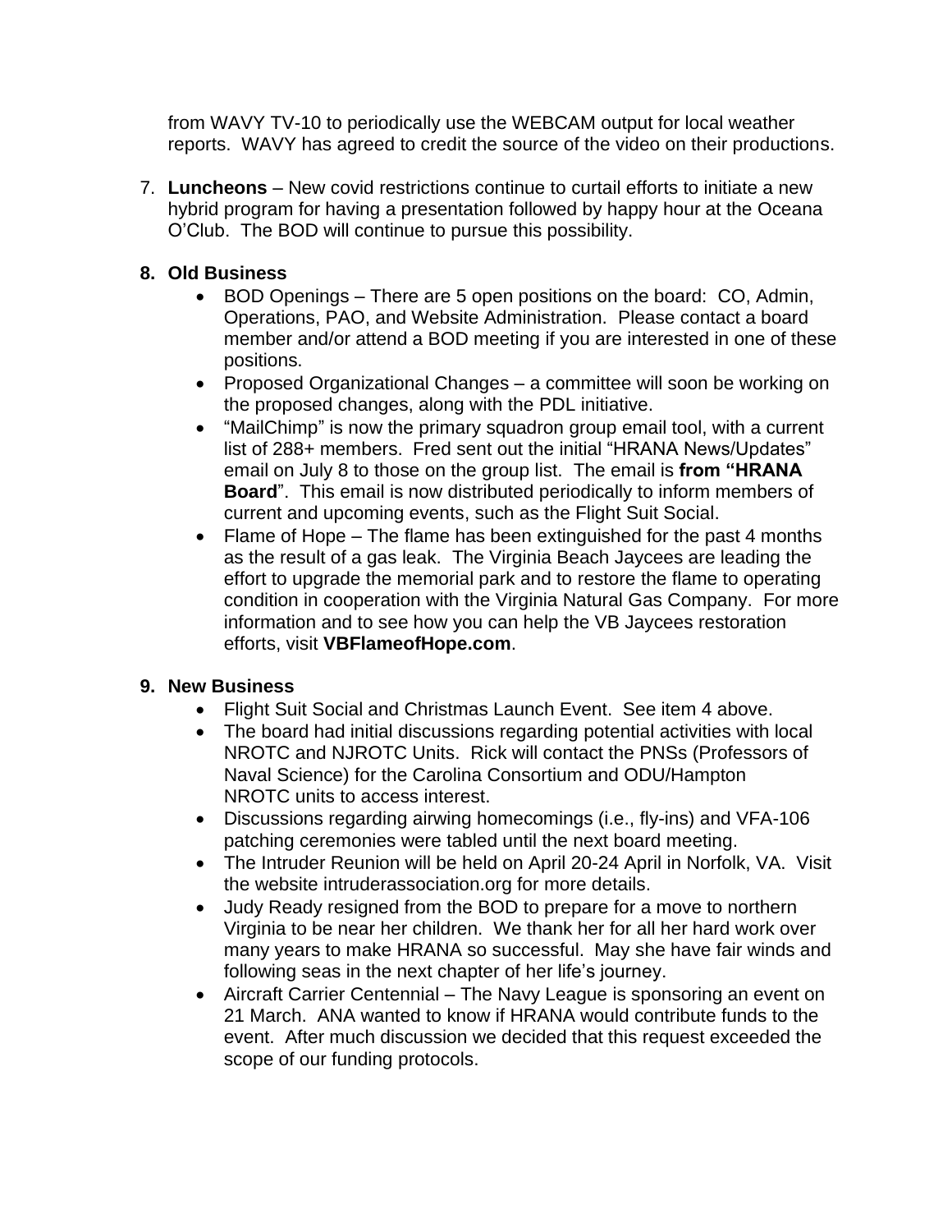from WAVY TV-10 to periodically use the WEBCAM output for local weather reports.  WAVY has agreed to credit the source of the video on their productions.

7. **Luncheons** – New covid restrictions continue to curtail efforts to initiate a new hybrid program for having a presentation followed by happy hour at the Oceana O'Club.  The BOD will continue to pursue this possibility.

8. **Old Business**
   - BOD Openings – There are 5 open positions on the board:  CO, Admin, Operations, PAO, and Website Administration.  Please contact a board member and/or attend a BOD meeting if you are interested in one of these positions.
   - Proposed Organizational Changes – a committee will soon be working on the proposed changes, along with the PDL initiative.
   - "MailChimp" is now the primary squadron group email tool, with a current list of 288+ members.  Fred sent out the initial "HRANA News/Updates" email on July 8 to those on the group list.  The email is **from "HRANA Board**".  This email is now distributed periodically to inform members of current and upcoming events, such as the Flight Suit Social.
   - Flame of Hope – The flame has been extinguished for the past 4 months as the result of a gas leak.  The Virginia Beach Jaycees are leading the effort to upgrade the memorial park and to restore the flame to operating condition in cooperation with the Virginia Natural Gas Company.  For more information and to see how you can help the VB Jaycees restoration efforts, visit **VBFlameofHope.com**.

9. **New Business**
   - Flight Suit Social and Christmas Launch Event.  See item 4 above.
   - The board had initial discussions regarding potential activities with local NROTC and NJROTC Units.  Rick will contact the PNSs (Professors of Naval Science) for the Carolina Consortium and ODU/Hampton NROTC units to access interest.
   - Discussions regarding airwing homecomings (i.e., fly-ins) and VFA-106 patching ceremonies were tabled until the next board meeting.
   - The Intruder Reunion will be held on April 20-24 April in Norfolk, VA.  Visit the website intruderassociation.org for more details.
   - Judy Ready resigned from the BOD to prepare for a move to northern Virginia to be near her children.  We thank her for all her hard work over many years to make HRANA so successful.  May she have fair winds and following seas in the next chapter of her life's journey.
   - Aircraft Carrier Centennial – The Navy League is sponsoring an event on 21 March.  ANA wanted to know if HRANA would contribute funds to the event.  After much discussion we decided that this request exceeded the scope of our funding protocols.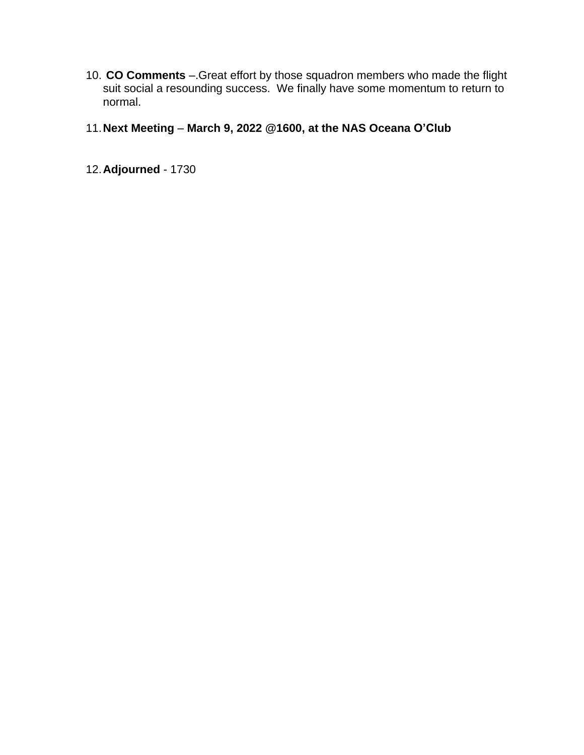10. **CO Comments** –.Great effort by those squadron members who made the flight suit social a resounding success. We finally have some momentum to return to normal.

11. **Next Meeting** – **March 9, 2022 @1600, at the NAS Oceana O'Club**

12. **Adjourned** - 1730